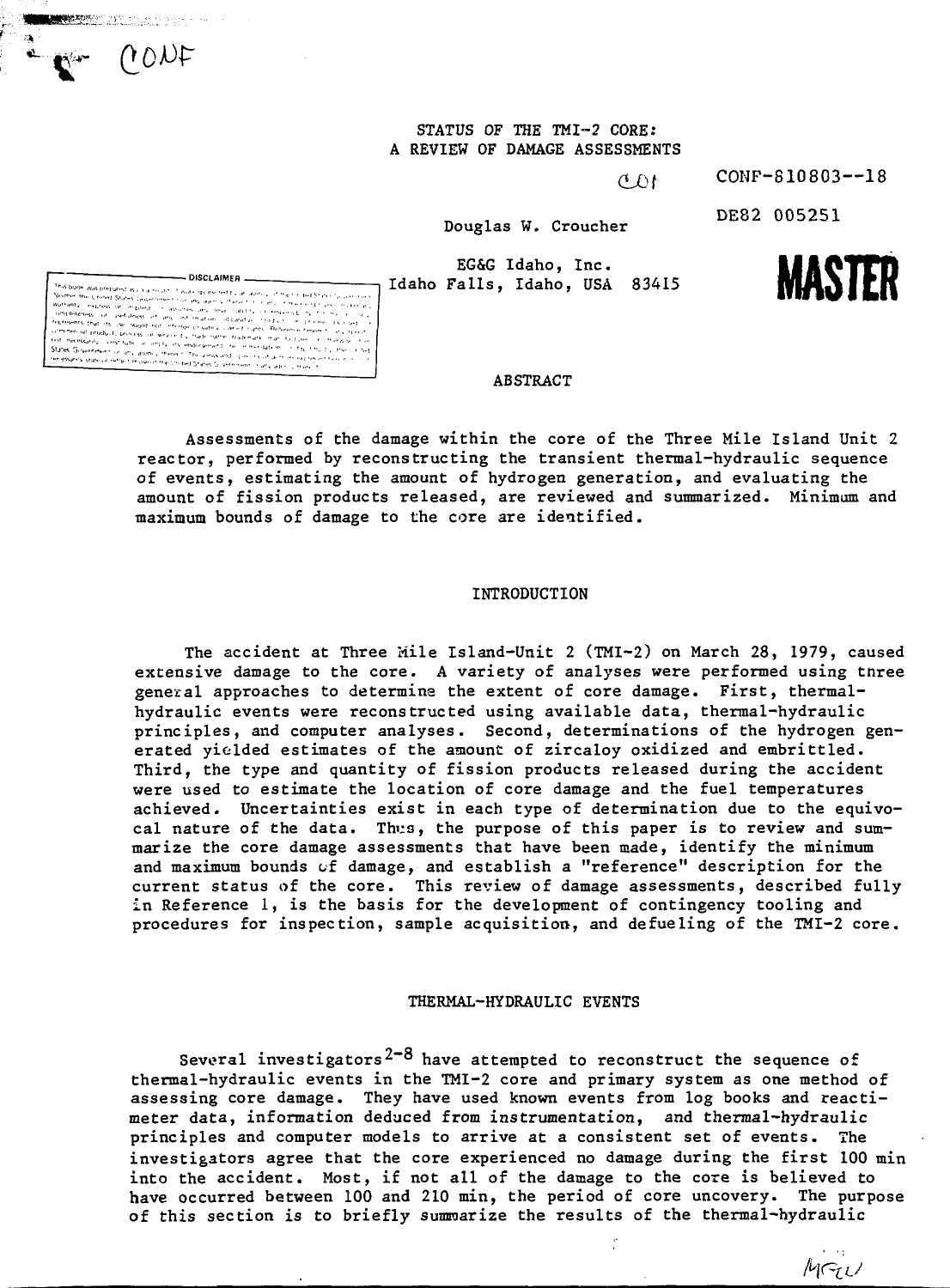# STATUS OF THE TMI-2 CORE: A REVIEW OF DAMAGE ASSESSMENTS

CONF-810803--18

DE82 005251

Douglas W. Croucher

EG&G Idaho, Inc.
Idaho Falls, Idaho, USA 83415

MASTER

## ABSTRACT

Assessments of the damage within the core of the Three Mile Island Unit 2 reactor, performed by reconstructing the transient thermal-hydraulic sequence of events, estimating the amount of hydrogen generation, and evaluating the amount of fission products released, are reviewed and summarized. Minimum and maximum bounds of damage to the core are identified.

## INTRODUCTION

The accident at Three Mile Island-Unit 2 (TMI-2) on March 28, 1979, caused extensive damage to the core. A variety of analyses were performed using three general approaches to determine the extent of core damage. First, thermal-hydraulic events were reconstructed using available data, thermal-hydraulic principles, and computer analyses. Second, determinations of the hydrogen generated yielded estimates of the amount of zircaloy oxidized and embrittled. Third, the type and quantity of fission products released during the accident were used to estimate the location of core damage and the fuel temperatures achieved. Uncertainties exist in each type of determination due to the equivocal nature of the data. Thus, the purpose of this paper is to review and summarize the core damage assessments that have been made, identify the minimum and maximum bounds of damage, and establish a "reference" description for the current status of the core. This review of damage assessments, described fully in Reference 1, is the basis for the development of contingency tooling and procedures for inspection, sample acquisition, and defueling of the TMI-2 core.

## THERMAL-HYDRAULIC EVENTS

Several investigators[2-8] have attempted to reconstruct the sequence of thermal-hydraulic events in the TMI-2 core and primary system as one method of assessing core damage. They have used known events from log books and reactimeter data, information deduced from instrumentation, and thermal-hydraulic principles and computer models to arrive at a consistent set of events. The investigators agree that the core experienced no damage during the first 100 min into the accident. Most, if not all of the damage to the core is believed to have occurred between 100 and 210 min, the period of core uncovery. The purpose of this section is to briefly summarize the results of the thermal-hydraulic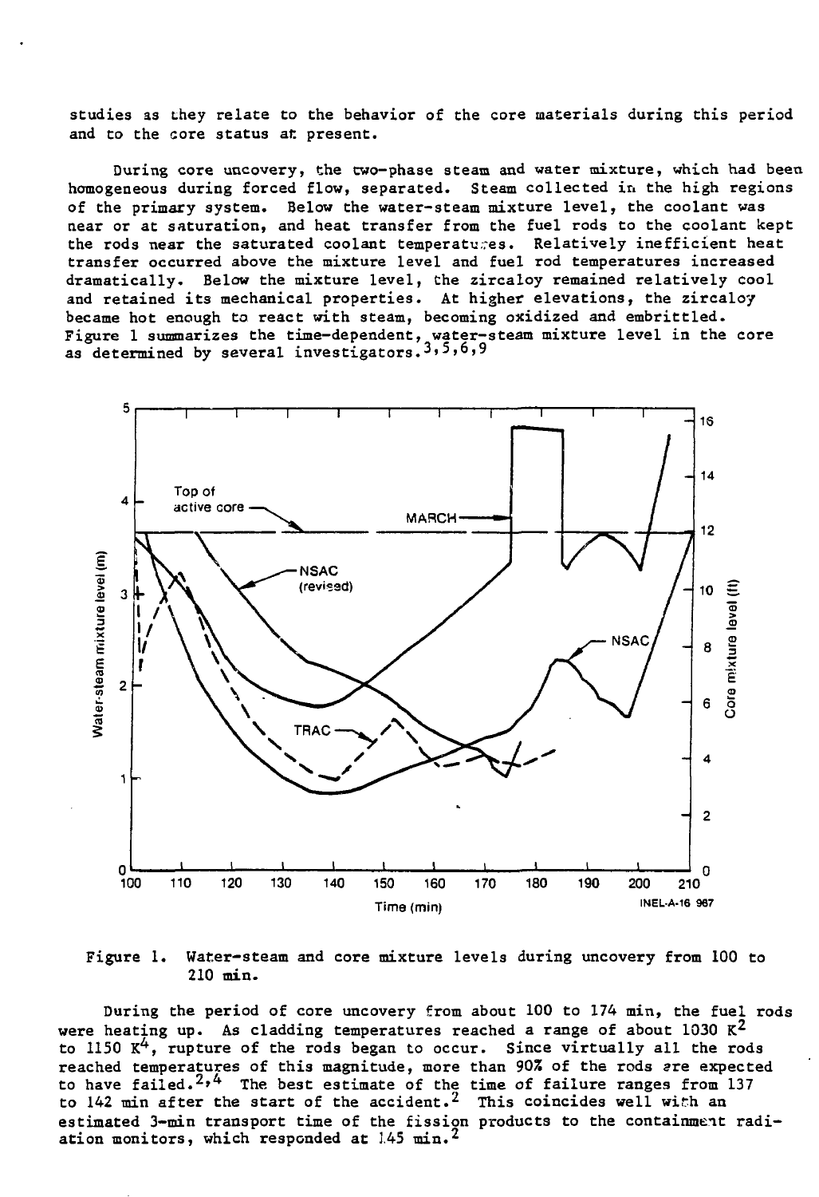studies as they relate to the behavior of the core materials during this period and to the core status at present.

During core uncovery, the two-phase steam and water mixture, which had been homogeneous during forced flow, separated. Steam collected in the high regions of the primary system. Below the water-steam mixture level, the coolant was near or at saturation, and heat transfer from the fuel rods to the coolant kept the rods near the saturated coolant temperatures. Relatively inefficient heat transfer occurred above the mixture level and fuel rod temperatures increased dramatically. Below the mixture level, the zircaloy remained relatively cool and retained its mechanical properties. At higher elevations, the zircaloy became hot enough to react with steam, becoming oxidized and embrittled. Figure 1 summarizes the time-dependent, water-steam mixture level in the core as determined by several investigators.[3,5,6,9]

Figure 1. Water-steam and core mixture levels during uncovery from 100 to 210 min.

During the period of core uncovery from about 100 to 174 min, the fuel rods were heating up. As cladding temperatures reached a range of about 1030 K[2] to 1150 K[4], rupture of the rods began to occur. Since virtually all the rods reached temperatures of this magnitude, more than 90% of the rods are expected to have failed.[2,4] The best estimate of the time of failure ranges from 137 to 142 min after the start of the accident.[2] This coincides well with an estimated 3-min transport time of the fission products to the containment radiation monitors, which responded at 145 min.[2]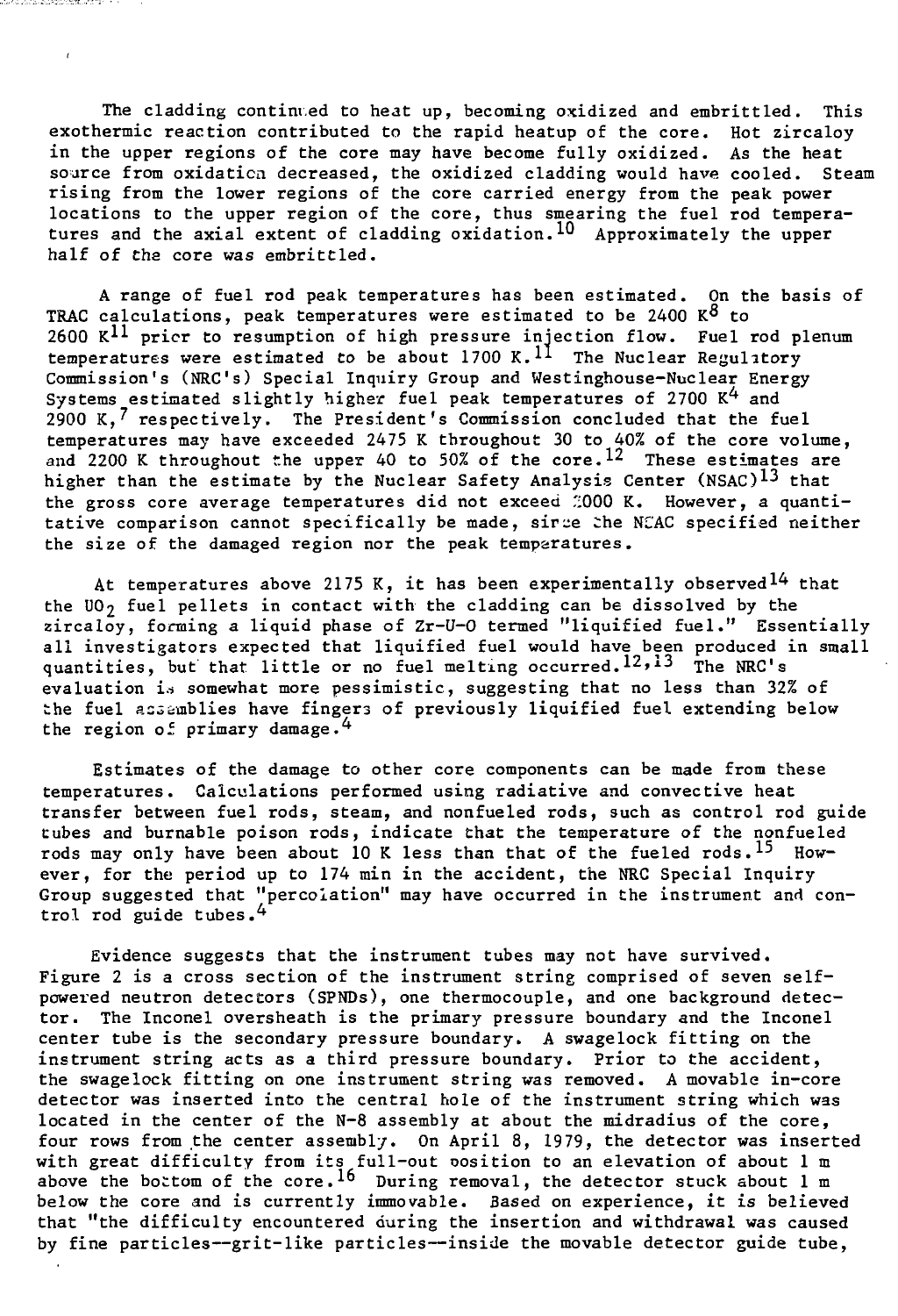The cladding continued to heat up, becoming oxidized and embrittled. This exothermic reaction contributed to the rapid heatup of the core. Hot zircaloy in the upper regions of the core may have become fully oxidized. As the heat source from oxidation decreased, the oxidized cladding would have cooled. Steam rising from the lower regions of the core carried energy from the peak power locations to the upper region of the core, thus smearing the fuel rod temperatures and the axial extent of cladding oxidation.[10] Approximately the upper half of the core was embrittled.

A range of fuel rod peak temperatures has been estimated. On the basis of TRAC calculations, peak temperatures were estimated to be 2400 K[8] to 2600 K[11] prior to resumption of high pressure injection flow. Fuel rod plenum temperatures were estimated to be about 1700 K.[11] The Nuclear Regulatory Commission's (NRC's) Special Inquiry Group and Westinghouse-Nuclear Energy Systems estimated slightly higher fuel peak temperatures of 2700 K[4] and 2900 K,[7] respectively. The President's Commission concluded that the fuel temperatures may have exceeded 2475 K throughout 30 to 40% of the core volume, and 2200 K throughout the upper 40 to 50% of the core.[12] These estimates are higher than the estimate by the Nuclear Safety Analysis Center (NSAC)[13] that the gross core average temperatures did not exceed 2000 K. However, a quantitative comparison cannot specifically be made, since the NSAC specified neither the size of the damaged region nor the peak temperatures.

At temperatures above 2175 K, it has been experimentally observed[14] that the $UO_2$ fuel pellets in contact with the cladding can be dissolved by the zircaloy, forming a liquid phase of Zr-U-O termed "liquified fuel." Essentially all investigators expected that liquified fuel would have been produced in small quantities, but that little or no fuel melting occurred.[12,13] The NRC's evaluation is somewhat more pessimistic, suggesting that no less than 32% of the fuel assemblies have fingers of previously liquified fuel extending below the region of primary damage.[4]

Estimates of the damage to other core components can be made from these temperatures. Calculations performed using radiative and convective heat transfer between fuel rods, steam, and nonfueled rods, such as control rod guide tubes and burnable poison rods, indicate that the temperature of the nonfueled rods may only have been about 10 K less than that of the fueled rods.[15] However, for the period up to 174 min in the accident, the NRC Special Inquiry Group suggested that "percolation" may have occurred in the instrument and control rod guide tubes.[4]

Evidence suggests that the instrument tubes may not have survived. Figure 2 is a cross section of the instrument string comprised of seven self-powered neutron detectors (SPNDs), one thermocouple, and one background detector. The Inconel oversheath is the primary pressure boundary and the Inconel center tube is the secondary pressure boundary. A swagelock fitting on the instrument string acts as a third pressure boundary. Prior to the accident, the swagelock fitting on one instrument string was removed. A movable in-core detector was inserted into the central hole of the instrument string which was located in the center of the N-8 assembly at about the midradius of the core, four rows from the center assembly. On April 8, 1979, the detector was inserted with great difficulty from its full-out position to an elevation of about 1 m above the bottom of the core.[16] During removal, the detector stuck about 1 m below the core and is currently immovable. Based on experience, it is believed that "the difficulty encountered during the insertion and withdrawal was caused by fine particles--grit-like particles--inside the movable detector guide tube,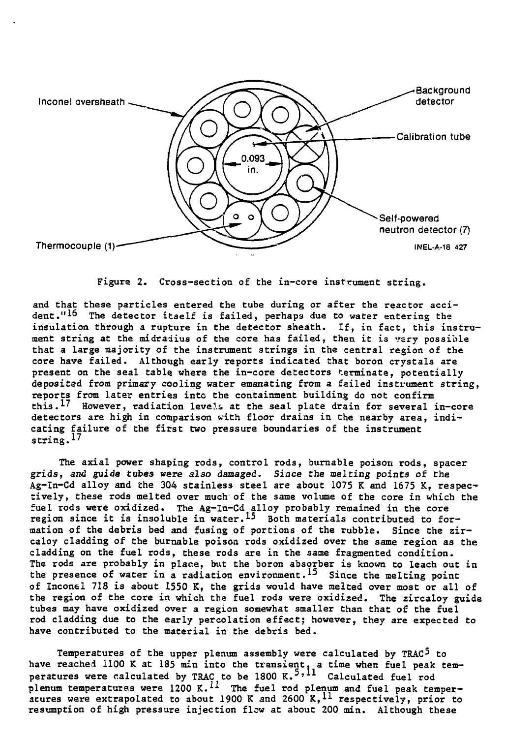Figure 2. Cross-section of the in-core instrument string.

and that these particles entered the tube during or after the reactor accident."[16] The detector itself is failed, perhaps due to water entering the insulation through a rupture in the detector sheath. If, in fact, this instrument string at the midradius of the core has failed, then it is very possible that a large majority of the instrument strings in the central region of the core have failed. Although early reports indicated that boron crystals are present on the seal table where the in-core detectors terminate, potentially deposited from primary cooling water emanating from a failed instrument string, reports from later entries into the containment building do not confirm this.[17] However, radiation levels at the seal plate drain for several in-core detectors are high in comparison with floor drains in the nearby area, indicating failure of the first two pressure boundaries of the instrument string.[17]

The axial power shaping rods, control rods, burnable poison rods, spacer grids, and guide tubes were also damaged. Since the melting points of the Ag-In-Cd alloy and the 304 stainless steel are about 1075 K and 1675 K, respectively, these rods melted over much of the same volume of the core in which the fuel rods were oxidized. The Ag-In-Cd alloy probably remained in the core region since it is insoluble in water.[15] Both materials contributed to formation of the debris bed and fusing of portions of the rubble. Since the zircaloy cladding of the burnable poison rods oxidized over the same region as the cladding on the fuel rods, these rods are in the same fragmented condition. The rods are probably in place, but the boron absorber is known to leach out in the presence of water in a radiation environment.[15] Since the melting point of Inconel 718 is about 1550 K, the grids would have melted over most or all of the region of the core in which the fuel rods were oxidized. The zircaloy guide tubes may have oxidized over a region somewhat smaller than that of the fuel rod cladding due to the early percolation effect; however, they are expected to have contributed to the material in the debris bed.

Temperatures of the upper plenum assembly were calculated by TRAC[5] to have reached 1100 K at 185 min into the transient, a time when fuel peak temperatures were calculated by TRAC to be 1800 K.[5,11] Calculated fuel rod plenum temperatures were 1200 K.[11] The fuel rod plenum and fuel peak temperatures were extrapolated to about 1900 K and 2600 K,[11] respectively, prior to resumption of high pressure injection flow at about 200 min. Although these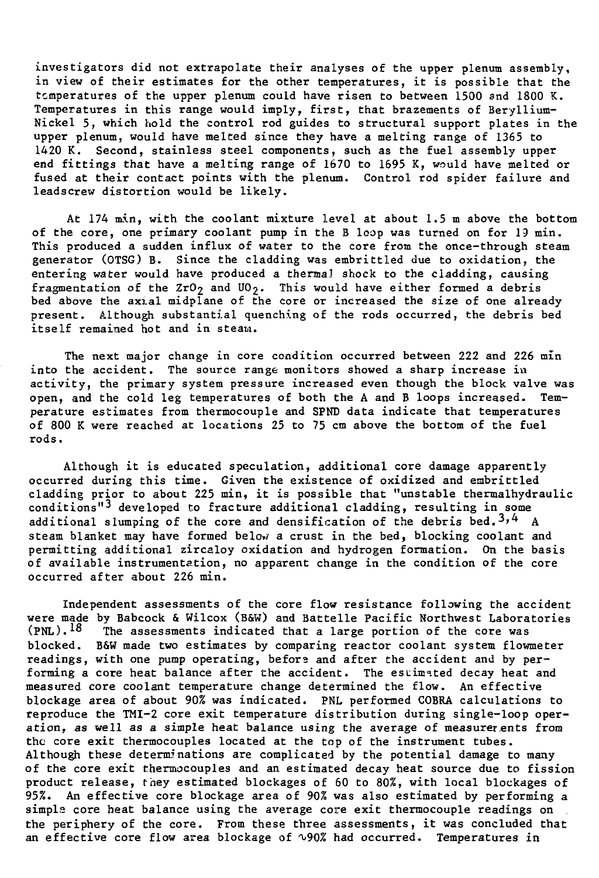investigators did not extrapolate their analyses of the upper plenum assembly, in view of their estimates for the other temperatures, it is possible that the temperatures of the upper plenum could have risen to between 1500 and 1800 K. Temperatures in this range would imply, first, that brazements of Beryllium-Nickel 5, which hold the control rod guides to structural support plates in the upper plenum, would have melted since they have a melting range of 1365 to 1420 K. Second, stainless steel components, such as the fuel assembly upper end fittings that have a melting range of 1670 to 1695 K, would have melted or fused at their contact points with the plenum. Control rod spider failure and leadscrew distortion would be likely.

At 174 min, with the coolant mixture level at about 1.5 m above the bottom of the core, one primary coolant pump in the B loop was turned on for 19 min. This produced a sudden influx of water to the core from the once-through steam generator (OTSG) B. Since the cladding was embrittled due to oxidation, the entering water would have produced a thermal shock to the cladding, causing fragmentation of the $ZrO_2$ and $UO_2$. This would have either formed a debris bed above the axial midplane of the core or increased the size of one already present. Although substantial quenching of the rods occurred, the debris bed itself remained hot and in steam.

The next major change in core condition occurred between 222 and 226 min into the accident. The source range monitors showed a sharp increase in activity, the primary system pressure increased even though the block valve was open, and the cold leg temperatures of both the A and B loops increased. Temperature estimates from thermocouple and SPND data indicate that temperatures of 800 K were reached at locations 25 to 75 cm above the bottom of the fuel rods.

Although it is educated speculation, additional core damage apparently occurred during this time. Given the existence of oxidized and embrittled cladding prior to about 225 min, it is possible that "unstable thermalhydraulic conditions"[3] developed to fracture additional cladding, resulting in some additional slumping of the core and densification of the debris bed.[3,4] A steam blanket may have formed below a crust in the bed, blocking coolant and permitting additional zircaloy oxidation and hydrogen formation. On the basis of available instrumentation, no apparent change in the condition of the core occurred after about 226 min.

Independent assessments of the core flow resistance following the accident were made by Babcock & Wilcox (B&W) and Battelle Pacific Northwest Laboratories (PNL).[18] The assessments indicated that a large portion of the core was blocked. B&W made two estimates by comparing reactor coolant system flowmeter readings, with one pump operating, before and after the accident and by performing a core heat balance after the accident. The estimated decay heat and measured core coolant temperature change determined the flow. An effective blockage area of about 90% was indicated. PNL performed COBRA calculations to reproduce the TMI-2 core exit temperature distribution during single-loop operation, as well as a simple heat balance using the average of measurements from the core exit thermocouples located at the top of the instrument tubes. Although these determinations are complicated by the potential damage to many of the core exit thermocouples and an estimated decay heat source due to fission product release, they estimated blockages of 60 to 80%, with local blockages of 95%. An effective core blockage area of 90% was also estimated by performing a simple core heat balance using the average core exit thermocouple readings on the periphery of the core. From these three assessments, it was concluded that an effective core flow area blockage of ~90% had occurred. Temperatures in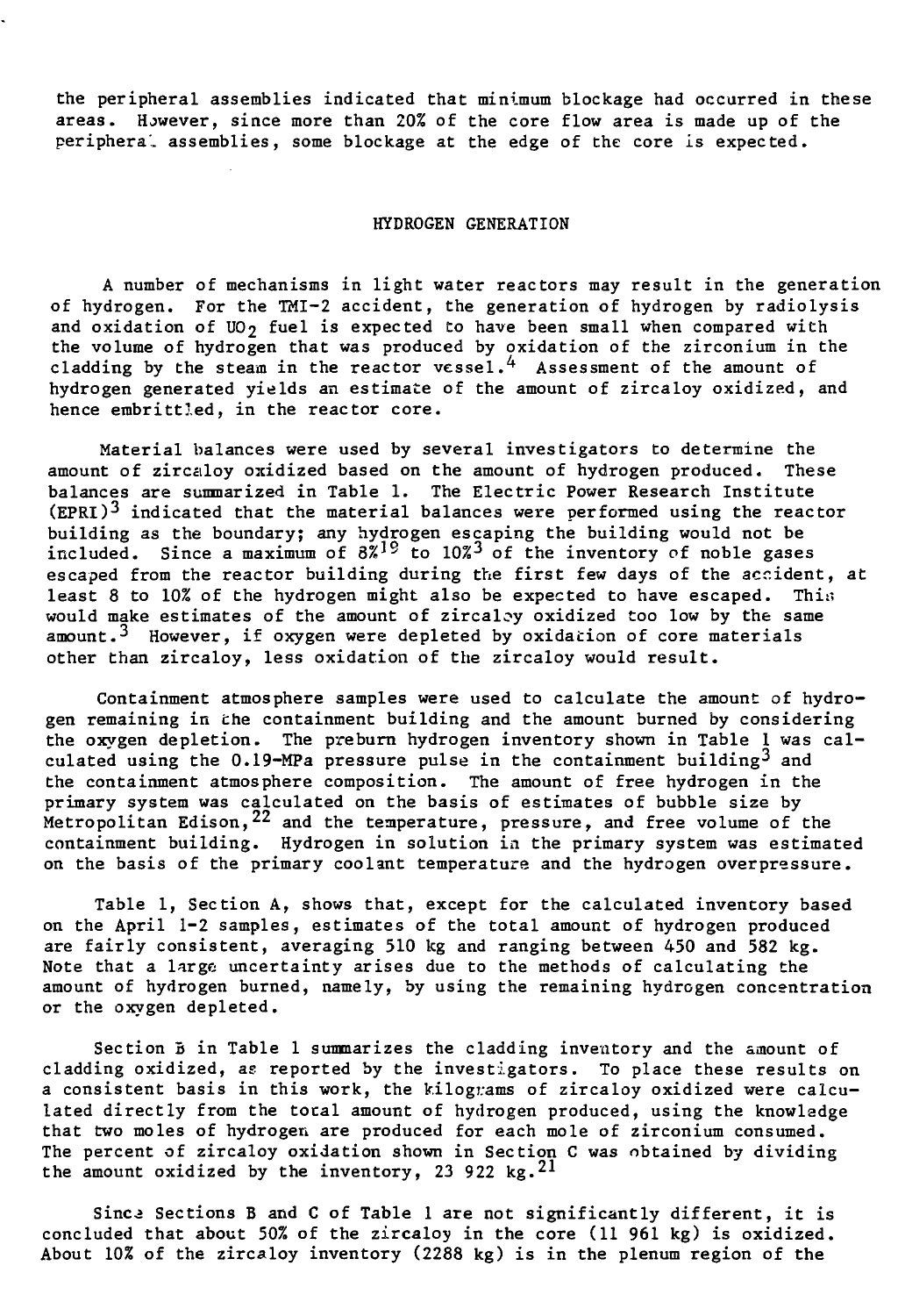the peripheral assemblies indicated that minimum blockage had occurred in these areas. However, since more than 20% of the core flow area is made up of the peripheral assemblies, some blockage at the edge of the core is expected.

## HYDROGEN GENERATION

A number of mechanisms in light water reactors may result in the generation of hydrogen. For the TMI-2 accident, the generation of hydrogen by radiolysis and oxidation of $UO_2$ fuel is expected to have been small when compared with the volume of hydrogen that was produced by oxidation of the zirconium in the cladding by the steam in the reactor vessel.[4] Assessment of the amount of hydrogen generated yields an estimate of the amount of zircaloy oxidized, and hence embrittled, in the reactor core.

Material balances were used by several investigators to determine the amount of zircaloy oxidized based on the amount of hydrogen produced. These balances are summarized in Table 1. The Electric Power Research Institute (EPRI)[3] indicated that the material balances were performed using the reactor building as the boundary; any hydrogen escaping the building would not be included. Since a maximum of 8%[19] to 10%[3] of the inventory of noble gases escaped from the reactor building during the first few days of the accident, at least 8 to 10% of the hydrogen might also be expected to have escaped. This would make estimates of the amount of zircaloy oxidized too low by the same amount.[3] However, if oxygen were depleted by oxidation of core materials other than zircaloy, less oxidation of the zircaloy would result.

Containment atmosphere samples were used to calculate the amount of hydrogen remaining in the containment building and the amount burned by considering the oxygen depletion. The preburn hydrogen inventory shown in Table 1 was calculated using the 0.19-MPa pressure pulse in the containment building[3] and the containment atmosphere composition. The amount of free hydrogen in the primary system was calculated on the basis of estimates of bubble size by Metropolitan Edison,[22] and the temperature, pressure, and free volume of the containment building. Hydrogen in solution in the primary system was estimated on the basis of the primary coolant temperature and the hydrogen overpressure.

Table 1, Section A, shows that, except for the calculated inventory based on the April 1-2 samples, estimates of the total amount of hydrogen produced are fairly consistent, averaging 510 kg and ranging between 450 and 582 kg. Note that a large uncertainty arises due to the methods of calculating the amount of hydrogen burned, namely, by using the remaining hydrogen concentration or the oxygen depleted.

Section B in Table 1 summarizes the cladding inventory and the amount of cladding oxidized, as reported by the investigators. To place these results on a consistent basis in this work, the kilograms of zircaloy oxidized were calculated directly from the total amount of hydrogen produced, using the knowledge that two moles of hydrogen are produced for each mole of zirconium consumed. The percent of zircaloy oxidation shown in Section C was obtained by dividing the amount oxidized by the inventory, 23 922 kg.[21]

Since Sections B and C of Table 1 are not significantly different, it is concluded that about 50% of the zircaloy in the core (11 961 kg) is oxidized. About 10% of the zircaloy inventory (2288 kg) is in the plenum region of the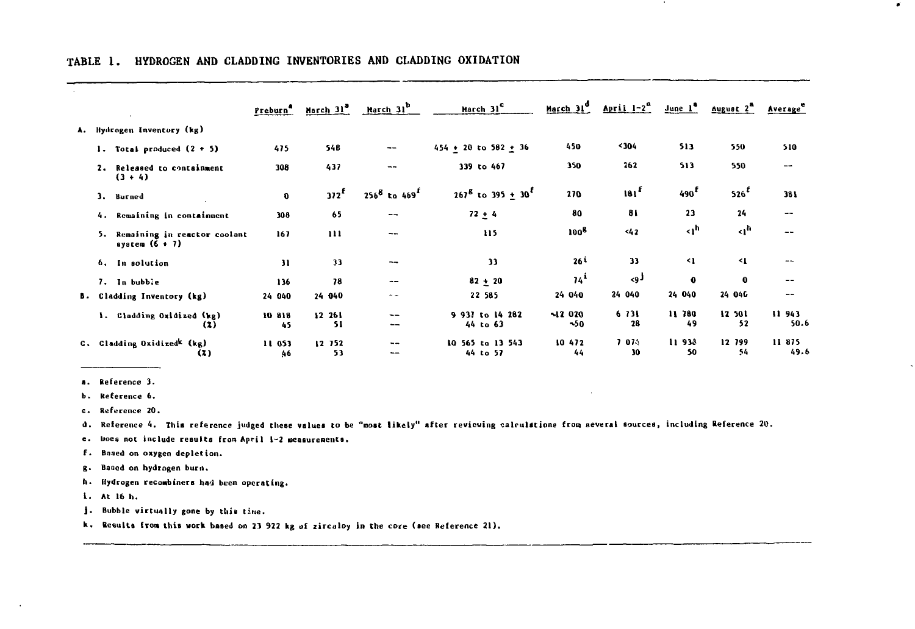## TABLE 1. HYDROGEN AND CLADDING INVENTORIES AND CLADDING OXIDATION

| | Preburn[a] | March 31[a] | March 31[b] | March 31[c] | March 31[d] | April 1-2[a] | June 1[a] | August 2[a] | Average[e] |
|---|---|---|---|---|---|---|---|---|---|
| A. Hydrogen Inventory (kg) | | | | | | | | | |
| 1. Total produced (2 + 5) | 475 | 548 | -- | 454 ± 20 to 582 ± 36 | 450 | <304 | 513 | 550 | 510 |
| 2. Released to containment (3 + 4) | 308 | 437 | -- | 339 to 467 | 350 | 262 | 513 | 550 | -- |
| 3. Burned | 0 | 372[f] | 256[g] to 469[f] | 267[g] to 395 ± 30[f] | 270 | 181[f] | 490[f] | 526[f] | 381 |
| 4. Remaining in containment | 308 | 65 | -- | 72 ± 4 | 80 | 81 | 23 | 24 | -- |
| 5. Remaining in reactor coolant system (6 + 7) | 167 | 111 | -- | 115 | 100[g] | <42 | <1[h] | <1[h] | -- |
| 6. In solution | 31 | 33 | -- | 33 | 26[i] | 33 | <1 | <1 | -- |
| 7. In bubble | 136 | 78 | -- | 82 ± 20 | 74[i] | <9[j] | 0 | 0 | -- |
| B. Cladding Inventory (kg) | 24 040 | 24 040 | -- | 22 585 | 24 040 | 24 040 | 24 040 | 24 040 | -- |
| 1. Cladding Oxidized (kg) | 10 818 | 12 261 | -- | 9 937 to 14 282 | ~12 020 | 6 731 | 11 780 | 12 501 | 11 943 |
| (%) | 45 | 51 | -- | 44 to 63 | ~50 | 28 | 49 | 52 | 50.6 |
| C. Cladding Oxidized[k] (kg) | 11 053 | 12 752 | -- | 10 565 to 13 543 | 10 472 | 7 074 | 11 938 | 12 799 | 11 875 |
| (%) | 46 | 53 | -- | 44 to 57 | 44 | 30 | 50 | 54 | 49.6 |

a. Reference 3.

b. Reference 6.

c. Reference 20.

d. Reference 4. This reference judged these values to be "most likely" after reviewing calculations from several sources, including Reference 20.

e. Does not include results from April 1-2 measurements.

f. Based on oxygen depletion.

g. Based on hydrogen burn.

h. Hydrogen recombiners had been operating.

i. At 16 h.

j. Bubble virtually gone by this time.

k. Results from this work based on 23 922 kg of zircaloy in the core (see Reference 21).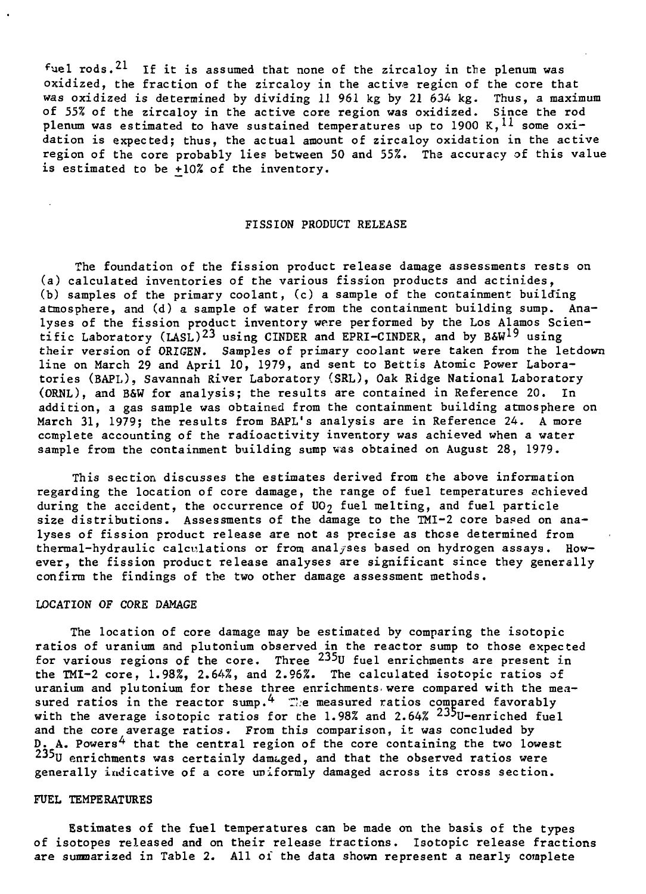fuel rods.[21] If it is assumed that none of the zircaloy in the plenum was oxidized, the fraction of the zircaloy in the active region of the core that was oxidized is determined by dividing 11 961 kg by 21 634 kg. Thus, a maximum of 55% of the zircaloy in the active core region was oxidized. Since the rod plenum was estimated to have sustained temperatures up to 1900 K,[11] some oxidation is expected; thus, the actual amount of zircaloy oxidation in the active region of the core probably lies between 50 and 55%. The accuracy of this value is estimated to be ±10% of the inventory.

## FISSION PRODUCT RELEASE

The foundation of the fission product release damage assessments rests on (a) calculated inventories of the various fission products and actinides, (b) samples of the primary coolant, (c) a sample of the containment building atmosphere, and (d) a sample of water from the containment building sump. Analyses of the fission product inventory were performed by the Los Alamos Scientific Laboratory (LASL)[23] using CINDER and EPRI-CINDER, and by B&W[19] using their version of ORIGEN. Samples of primary coolant were taken from the letdown line on March 29 and April 10, 1979, and sent to Bettis Atomic Power Laboratories (BAPL), Savannah River Laboratory (SRL), Oak Ridge National Laboratory (ORNL), and B&W for analysis; the results are contained in Reference 20. In addition, a gas sample was obtained from the containment building atmosphere on March 31, 1979; the results from BAPL's analysis are in Reference 24. A more complete accounting of the radioactivity inventory was achieved when a water sample from the containment building sump was obtained on August 28, 1979.

This section discusses the estimates derived from the above information regarding the location of core damage, the range of fuel temperatures achieved during the accident, the occurrence of $UO_2$ fuel melting, and fuel particle size distributions. Assessments of the damage to the TMI-2 core based on analyses of fission product release are not as precise as those determined from thermal-hydraulic calculations or from analyses based on hydrogen assays. However, the fission product release analyses are significant since they generally confirm the findings of the two other damage assessment methods.

### LOCATION OF CORE DAMAGE

The location of core damage may be estimated by comparing the isotopic ratios of uranium and plutonium observed in the reactor sump to those expected for various regions of the core. Three $^{235}U$ fuel enrichments are present in the TMI-2 core, 1.98%, 2.64%, and 2.96%. The calculated isotopic ratios of uranium and plutonium for these three enrichments were compared with the measured ratios in the reactor sump.[4] The measured ratios compared favorably with the average isotopic ratios for the 1.98% and 2.64% $^{235}U$-enriched fuel and the core average ratios. From this comparison, it was concluded by D. A. Powers[4] that the central region of the core containing the two lowest $^{235}U$ enrichments was certainly damaged, and that the observed ratios were generally indicative of a core uniformly damaged across its cross section.

### FUEL TEMPERATURES

Estimates of the fuel temperatures can be made on the basis of the types of isotopes released and on their release fractions. Isotopic release fractions are summarized in Table 2. All of the data shown represent a nearly complete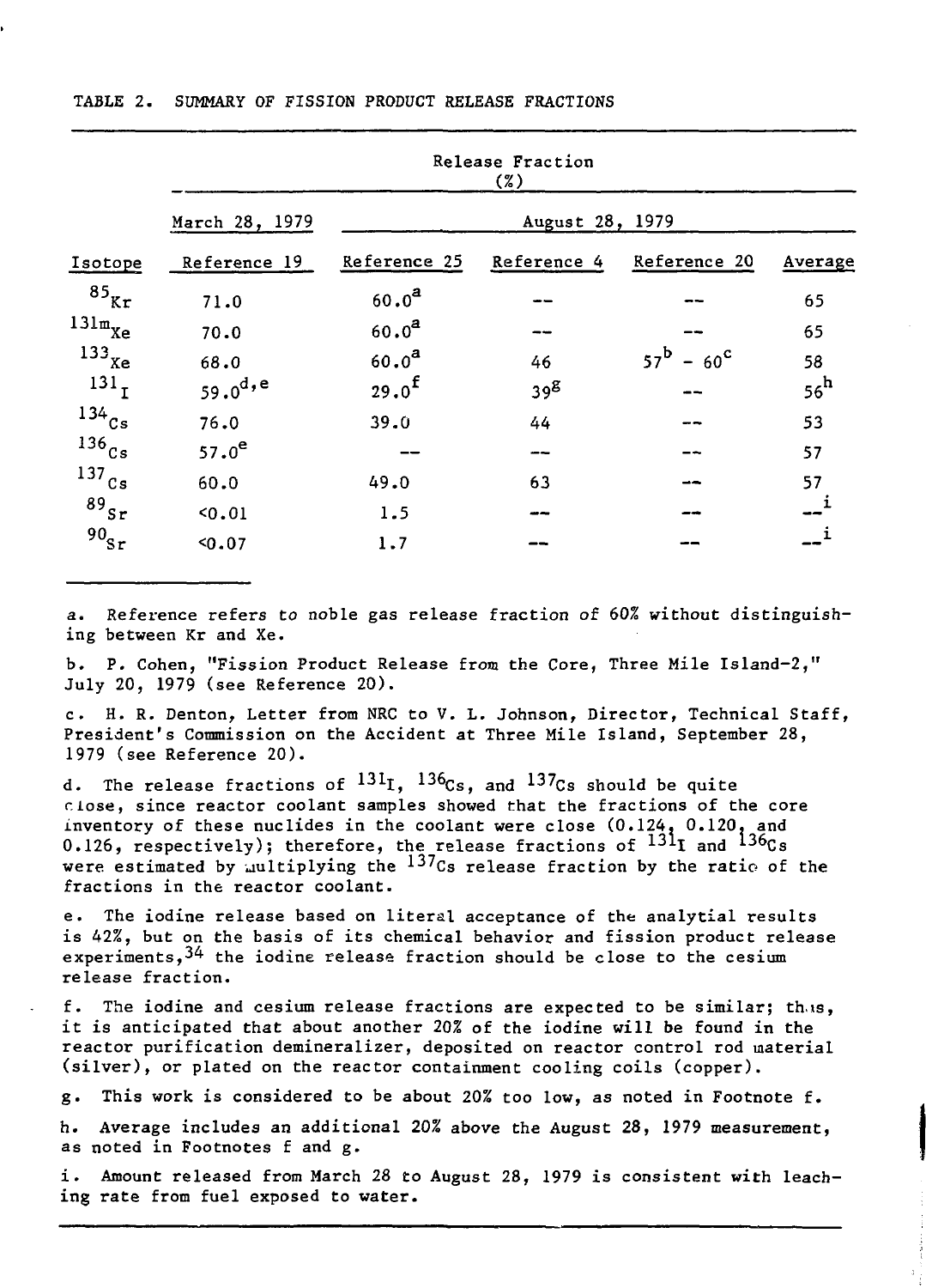TABLE 2. SUMMARY OF FISSION PRODUCT RELEASE FRACTIONS

| | Release Fraction (%) | | | | |
|---|---|---|---|---|---|
| | March 28, 1979 | August 28, 1979 | | | |
| Isotope | Reference 19 | Reference 25 | Reference 4 | Reference 20 | Average |
| $^{85}Kr$ | 71.0 | 60.0[a] | -- | -- | 65 |
| $^{131m}Xe$ | 70.0 | 60.0[a] | -- | -- | 65 |
| $^{133}Xe$ | 68.0 | 60.0[a] | 46 | 57[b] - 60[c] | 58 |
| $^{131}I$ | 59.0[d,e] | 29.0[f] | 39[g] | -- | 56[h] |
| $^{134}Cs$ | 76.0 | 39.0 | 44 | -- | 53 |
| $^{136}Cs$ | 57.0[e] | -- | -- | -- | 57 |
| $^{137}Cs$ | 60.0 | 49.0 | 63 | -- | 57 |
| $^{89}Sr$ | <0.01 | 1.5 | -- | -- | --[i] |
| $^{90}Sr$ | <0.07 | 1.7 | -- | -- | --[i] |

a. Reference refers to noble gas release fraction of 60% without distinguishing between Kr and Xe.

b. P. Cohen, "Fission Product Release from the Core, Three Mile Island-2," July 20, 1979 (see Reference 20).

c. H. R. Denton, Letter from NRC to V. L. Johnson, Director, Technical Staff, President's Commission on the Accident at Three Mile Island, September 28, 1979 (see Reference 20).

d. The release fractions of $^{131}I$, $^{136}Cs$, and $^{137}Cs$ should be quite close, since reactor coolant samples showed that the fractions of the core inventory of these nuclides in the coolant were close (0.124, 0.120, and 0.126, respectively); therefore, the release fractions of $^{131}I$ and $^{136}Cs$ were estimated by multiplying the $^{137}Cs$ release fraction by the ratio of the fractions in the reactor coolant.

e. The iodine release based on literal acceptance of the analytial results is 42%, but on the basis of its chemical behavior and fission product release experiments,[34] the iodine release fraction should be close to the cesium release fraction.

f. The iodine and cesium release fractions are expected to be similar; thus, it is anticipated that about another 20% of the iodine will be found in the reactor purification demineralizer, deposited on reactor control rod material (silver), or plated on the reactor containment cooling coils (copper).

g. This work is considered to be about 20% too low, as noted in Footnote f.

h. Average includes an additional 20% above the August 28, 1979 measurement, as noted in Footnotes f and g.

i. Amount released from March 28 to August 28, 1979 is consistent with leaching rate from fuel exposed to water.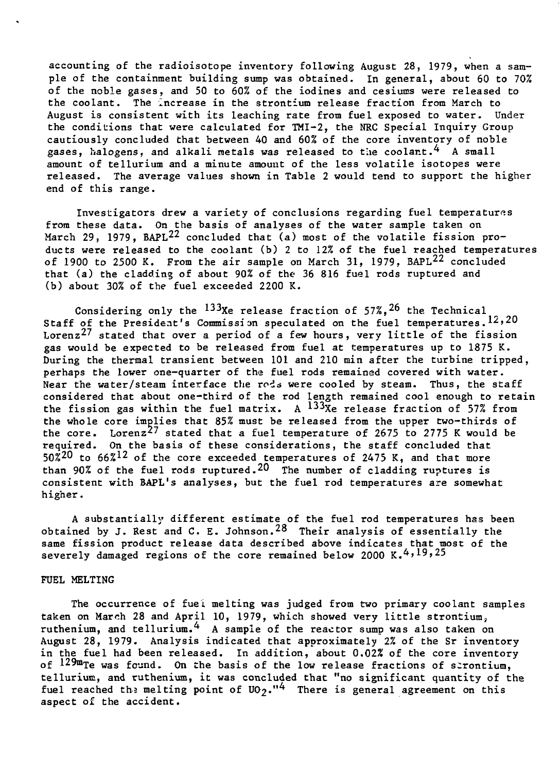accounting of the radioisotope inventory following August 28, 1979, when a sample of the containment building sump was obtained. In general, about 60 to 70% of the noble gases, and 50 to 60% of the iodines and cesiums were released to the coolant. The increase in the strontium release fraction from March to August is consistent with its leaching rate from fuel exposed to water. Under the conditions that were calculated for TMI-2, the NRC Special Inquiry Group cautiously concluded that between 40 and 60% of the core inventory of noble gases, halogens, and alkali metals was released to the coolant.[4] A small amount of tellurium and a minute amount of the less volatile isotopes were released. The average values shown in Table 2 would tend to support the higher end of this range.

Investigators drew a variety of conclusions regarding fuel temperatures from these data. On the basis of analyses of the water sample taken on March 29, 1979, BAPL[22] concluded that (a) most of the volatile fission products were released to the coolant (b) 2 to 12% of the fuel reached temperatures of 1900 to 2500 K. From the air sample on March 31, 1979, BAPL[22] concluded that (a) the cladding of about 90% of the 36 816 fuel rods ruptured and (b) about 30% of the fuel exceeded 2200 K.

Considering only the $^{133}$Xe release fraction of 57%,[26] the Technical Staff of the President's Commission speculated on the fuel temperatures.[12,20] Lorenz[27] stated that over a period of a few hours, very little of the fission gas would be expected to be released from fuel at temperatures up to 1875 K. During the thermal transient between 101 and 210 min after the turbine tripped, perhaps the lower one-quarter of the fuel rods remained covered with water. Near the water/steam interface the rods were cooled by steam. Thus, the staff considered that about one-third of the rod length remained cool enough to retain the fission gas within the fuel matrix. A $^{133}$Xe release fraction of 57% from the whole core implies that 85% must be released from the upper two-thirds of the core. Lorenz[27] stated that a fuel temperature of 2675 to 2775 K would be required. On the basis of these considerations, the staff concluded that 50%[20] to 66%[12] of the core exceeded temperatures of 2475 K, and that more than 90% of the fuel rods ruptured.[20] The number of cladding ruptures is consistent with BAPL's analyses, but the fuel rod temperatures are somewhat higher.

A substantially different estimate of the fuel rod temperatures has been obtained by J. Rest and C. E. Johnson.[28] Their analysis of essentially the same fission product release data described above indicates that most of the severely damaged regions of the core remained below 2000 K.[4,19,25]

## FUEL MELTING

The occurrence of fuel melting was judged from two primary coolant samples taken on March 28 and April 10, 1979, which showed very little strontium, ruthenium, and tellurium.[4] A sample of the reactor sump was also taken on August 28, 1979. Analysis indicated that approximately 2% of the Sr inventory in the fuel had been released. In addition, about 0.02% of the core inventory of $^{129m}$Te was found. On the basis of the low release fractions of strontium, tellurium, and ruthenium, it was concluded that "no significant quantity of the fuel reached the melting point of $UO_2$."[4] There is general agreement on this aspect of the accident.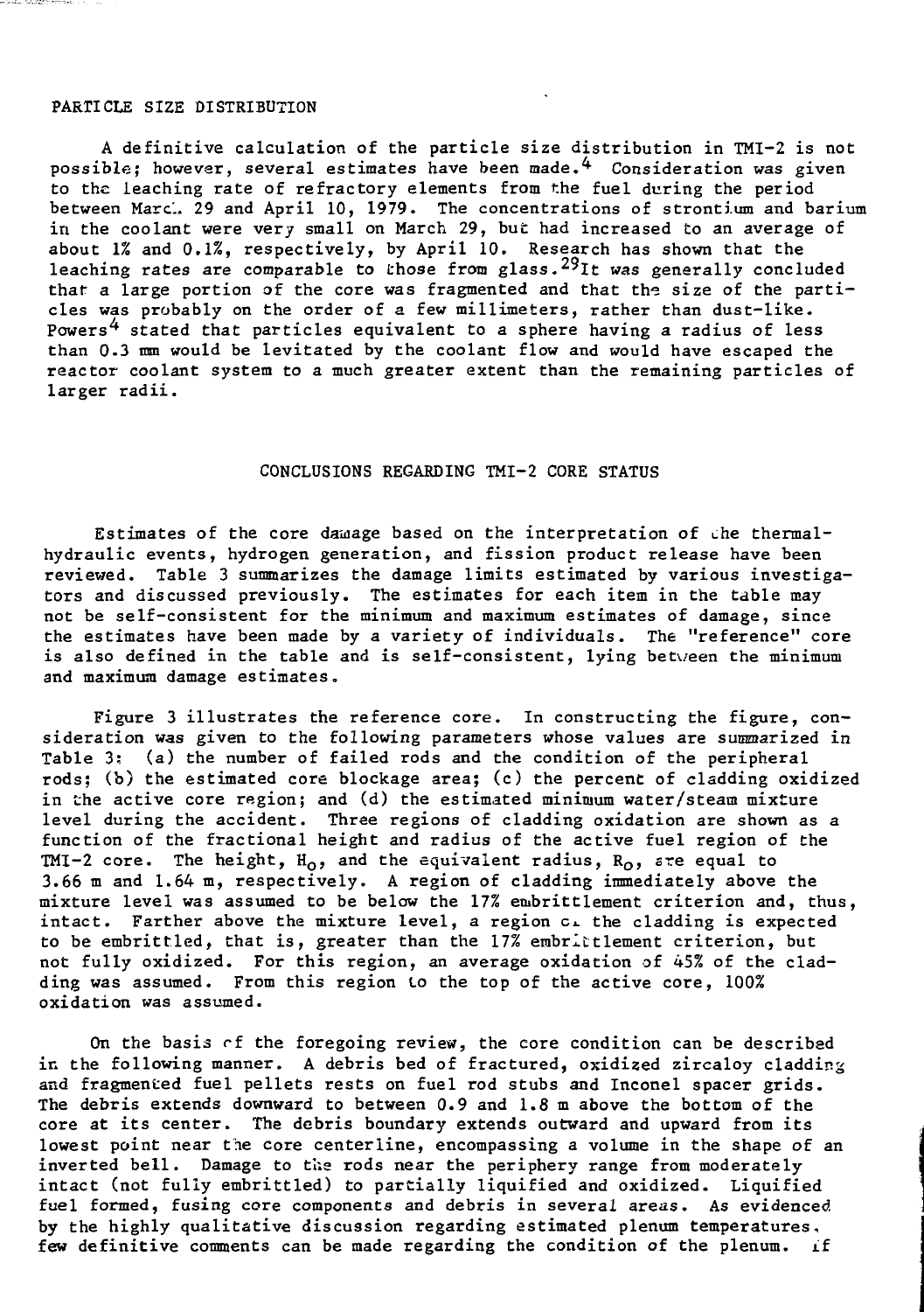## PARTICLE SIZE DISTRIBUTION

A definitive calculation of the particle size distribution in TMI-2 is not possible; however, several estimates have been made.[4] Consideration was given to the leaching rate of refractory elements from the fuel during the period between March 29 and April 10, 1979. The concentrations of strontium and barium in the coolant were very small on March 29, but had increased to an average of about 1% and 0.1%, respectively, by April 10. Research has shown that the leaching rates are comparable to those from glass.[29] It was generally concluded that a large portion of the core was fragmented and that the size of the particles was probably on the order of a few millimeters, rather than dust-like. Powers[4] stated that particles equivalent to a sphere having a radius of less than 0.3 mm would be levitated by the coolant flow and would have escaped the reactor coolant system to a much greater extent than the remaining particles of larger radii.

## CONCLUSIONS REGARDING TMI-2 CORE STATUS

Estimates of the core damage based on the interpretation of the thermal-hydraulic events, hydrogen generation, and fission product release have been reviewed. Table 3 summarizes the damage limits estimated by various investigators and discussed previously. The estimates for each item in the table may not be self-consistent for the minimum and maximum estimates of damage, since the estimates have been made by a variety of individuals. The "reference" core is also defined in the table and is self-consistent, lying between the minimum and maximum damage estimates.

Figure 3 illustrates the reference core. In constructing the figure, consideration was given to the following parameters whose values are summarized in Table 3: (a) the number of failed rods and the condition of the peripheral rods; (b) the estimated core blockage area; (c) the percent of cladding oxidized in the active core region; and (d) the estimated minimum water/steam mixture level during the accident. Three regions of cladding oxidation are shown as a function of the fractional height and radius of the active fuel region of the TMI-2 core. The height, $H_O$, and the equivalent radius, $R_O$, are equal to 3.66 m and 1.64 m, respectively. A region of cladding immediately above the mixture level was assumed to be below the 17% embrittlement criterion and, thus, intact. Farther above the mixture level, a region of the cladding is expected to be embrittled, that is, greater than the 17% embrittlement criterion, but not fully oxidized. For this region, an average oxidation of 45% of the cladding was assumed. From this region to the top of the active core, 100% oxidation was assumed.

On the basis of the foregoing review, the core condition can be described in the following manner. A debris bed of fractured, oxidized zircaloy cladding and fragmented fuel pellets rests on fuel rod stubs and Inconel spacer grids. The debris extends downward to between 0.9 and 1.8 m above the bottom of the core at its center. The debris boundary extends outward and upward from its lowest point near the core centerline, encompassing a volume in the shape of an inverted bell. Damage to the rods near the periphery range from moderately intact (not fully embrittled) to partially liquified and oxidized. Liquified fuel formed, fusing core components and debris in several areas. As evidenced by the highly qualitative discussion regarding estimated plenum temperatures, few definitive comments can be made regarding the condition of the plenum. If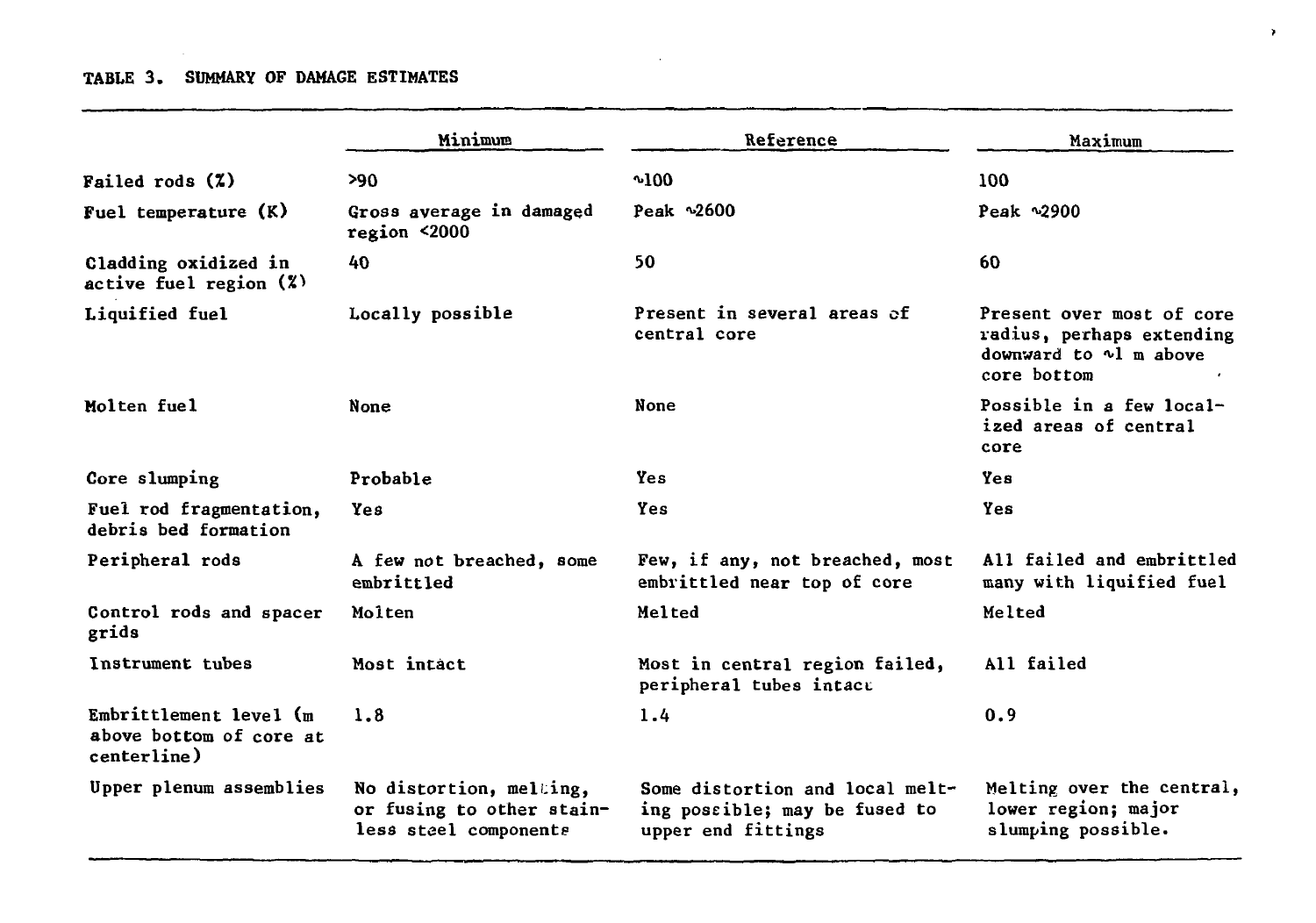TABLE 3. SUMMARY OF DAMAGE ESTIMATES

| | Minimum | Reference | Maximum |
|---|---|---|---|
| Failed rods (%) | >90 | ~100 | 100 |
| Fuel temperature (K) | Gross average in damaged region <2000 | Peak ~2600 | Peak ~2900 |
| Cladding oxidized in active fuel region (%) | 40 | 50 | 60 |
| Liquified fuel | Locally possible | Present in several areas of central core | Present over most of core radius, perhaps extending downward to ~1 m above core bottom |
| Molten fuel | None | None | Possible in a few localized areas of central core |
| Core slumping | Probable | Yes | Yes |
| Fuel rod fragmentation, debris bed formation | Yes | Yes | Yes |
| Peripheral rods | A few not breached, some embrittled | Few, if any, not breached, most embrittled near top of core | All failed and embrittled many with liquified fuel |
| Control rods and spacer grids | Molten | Melted | Melted |
| Instrument tubes | Most intact | Most in central region failed, peripheral tubes intact | All failed |
| Embrittlement level (m above bottom of core at centerline) | 1.8 | 1.4 | 0.9 |
| Upper plenum assemblies | No distortion, melting, or fusing to other stainless steel components | Some distortion and local melting possible; may be fused to upper end fittings | Melting over the central, lower region; major slumping possible. |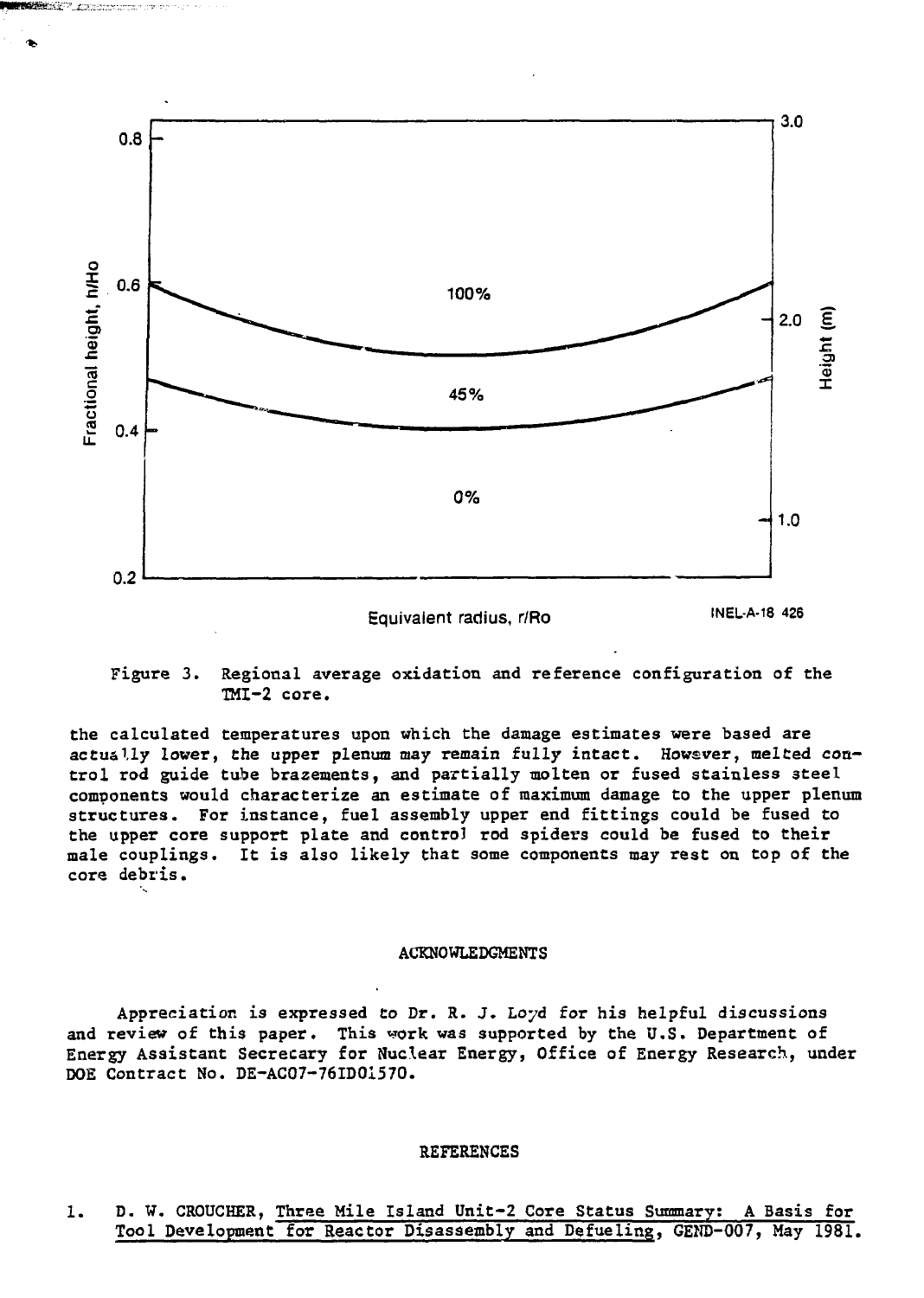Figure 3. Regional average oxidation and reference configuration of the TMI-2 core.

the calculated temperatures upon which the damage estimates were based are actually lower, the upper plenum may remain fully intact. However, melted control rod guide tube brazements, and partially molten or fused stainless steel components would characterize an estimate of maximum damage to the upper plenum structures. For instance, fuel assembly upper end fittings could be fused to the upper core support plate and control rod spiders could be fused to their male couplings. It is also likely that some components may rest on top of the core debris.

## ACKNOWLEDGMENTS

Appreciation is expressed to Dr. R. J. Loyd for his helpful discussions and review of this paper. This work was supported by the U.S. Department of Energy Assistant Secretary for Nuclear Energy, Office of Energy Research, under DOE Contract No. DE-AC07-76ID01570.

## REFERENCES

1. D. W. CROUCHER, Three Mile Island Unit-2 Core Status Summary: A Basis for Tool Development for Reactor Disassembly and Defueling, GEND-007, May 1981.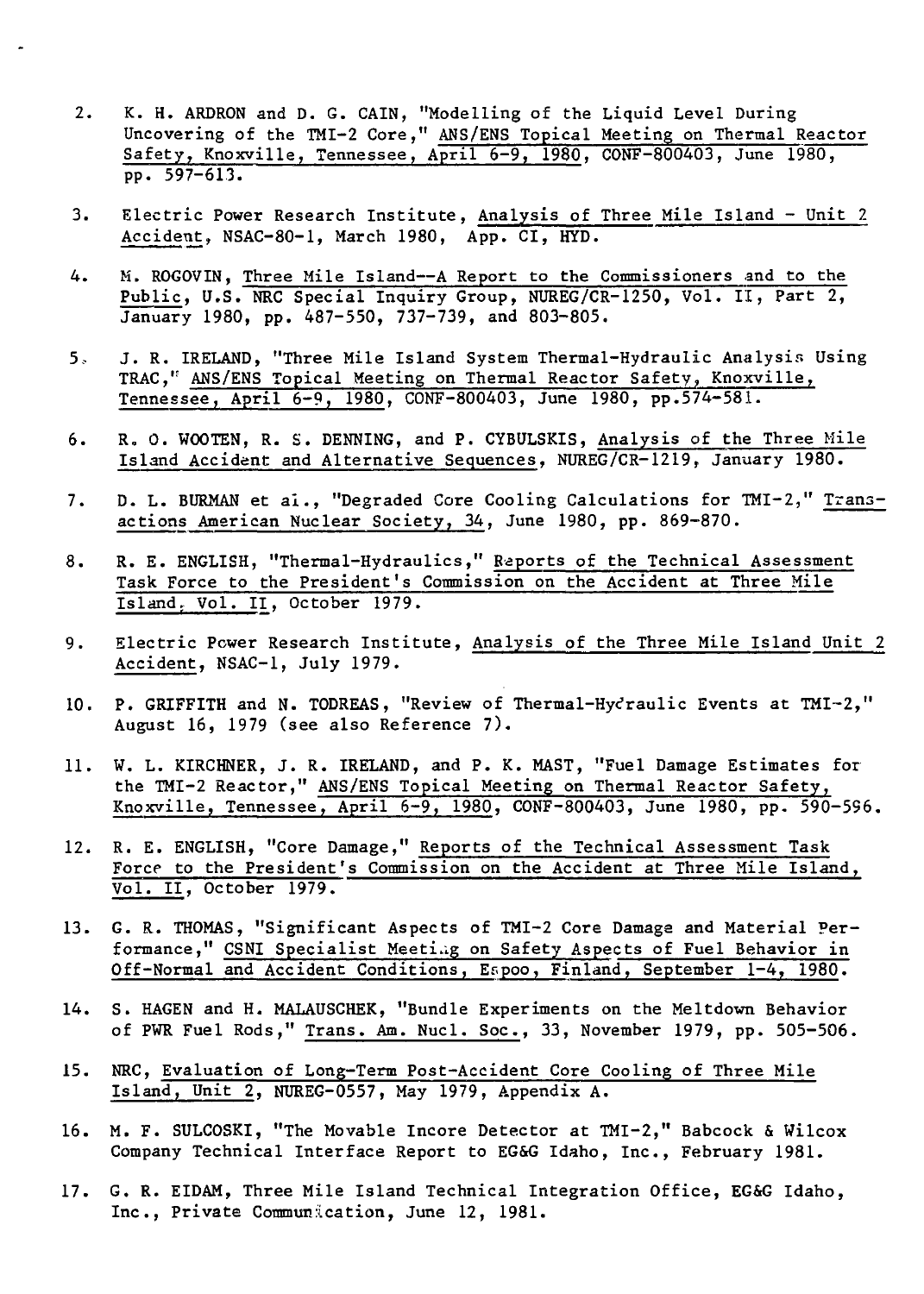2. K. H. ARDRON and D. G. CAIN, "Modelling of the Liquid Level During Uncovering of the TMI-2 Core," ANS/ENS Topical Meeting on Thermal Reactor Safety, Knoxville, Tennessee, April 6-9, 1980, CONF-800403, June 1980, pp. 597-613.

3. Electric Power Research Institute, Analysis of Three Mile Island - Unit 2 Accident, NSAC-80-1, March 1980, App. CI, HYD.

4. M. ROGOVIN, Three Mile Island--A Report to the Commissioners and to the Public, U.S. NRC Special Inquiry Group, NUREG/CR-1250, Vol. II, Part 2, January 1980, pp. 487-550, 737-739, and 803-805.

5. J. R. IRELAND, "Three Mile Island System Thermal-Hydraulic Analysis Using TRAC," ANS/ENS Topical Meeting on Thermal Reactor Safety, Knoxville, Tennessee, April 6-9, 1980, CONF-800403, June 1980, pp.574-581.

6. R. O. WOOTEN, R. S. DENNING, and P. CYBULSKIS, Analysis of the Three Mile Island Accident and Alternative Sequences, NUREG/CR-1219, January 1980.

7. D. L. BURMAN et al., "Degraded Core Cooling Calculations for TMI-2," Transactions American Nuclear Society, 34, June 1980, pp. 869-870.

8. R. E. ENGLISH, "Thermal-Hydraulics," Reports of the Technical Assessment Task Force to the President's Commission on the Accident at Three Mile Island, Vol. II, October 1979.

9. Electric Power Research Institute, Analysis of the Three Mile Island Unit 2 Accident, NSAC-1, July 1979.

10. P. GRIFFITH and N. TODREAS, "Review of Thermal-Hydraulic Events at TMI-2," August 16, 1979 (see also Reference 7).

11. W. L. KIRCHNER, J. R. IRELAND, and P. K. MAST, "Fuel Damage Estimates for the TMI-2 Reactor," ANS/ENS Topical Meeting on Thermal Reactor Safety, Knoxville, Tennessee, April 6-9, 1980, CONF-800403, June 1980, pp. 590-596.

12. R. E. ENGLISH, "Core Damage," Reports of the Technical Assessment Task Force to the President's Commission on the Accident at Three Mile Island, Vol. II, October 1979.

13. G. R. THOMAS, "Significant Aspects of TMI-2 Core Damage and Material Performance," CSNI Specialist Meeting on Safety Aspects of Fuel Behavior in Off-Normal and Accident Conditions, Espoo, Finland, September 1-4, 1980.

14. S. HAGEN and H. MALAUSCHEK, "Bundle Experiments on the Meltdown Behavior of PWR Fuel Rods," Trans. Am. Nucl. Soc., 33, November 1979, pp. 505-506.

15. NRC, Evaluation of Long-Term Post-Accident Core Cooling of Three Mile Island, Unit 2, NUREG-0557, May 1979, Appendix A.

16. M. F. SULCOSKI, "The Movable Incore Detector at TMI-2," Babcock & Wilcox Company Technical Interface Report to EG&G Idaho, Inc., February 1981.

17. G. R. EIDAM, Three Mile Island Technical Integration Office, EG&G Idaho, Inc., Private Communication, June 12, 1981.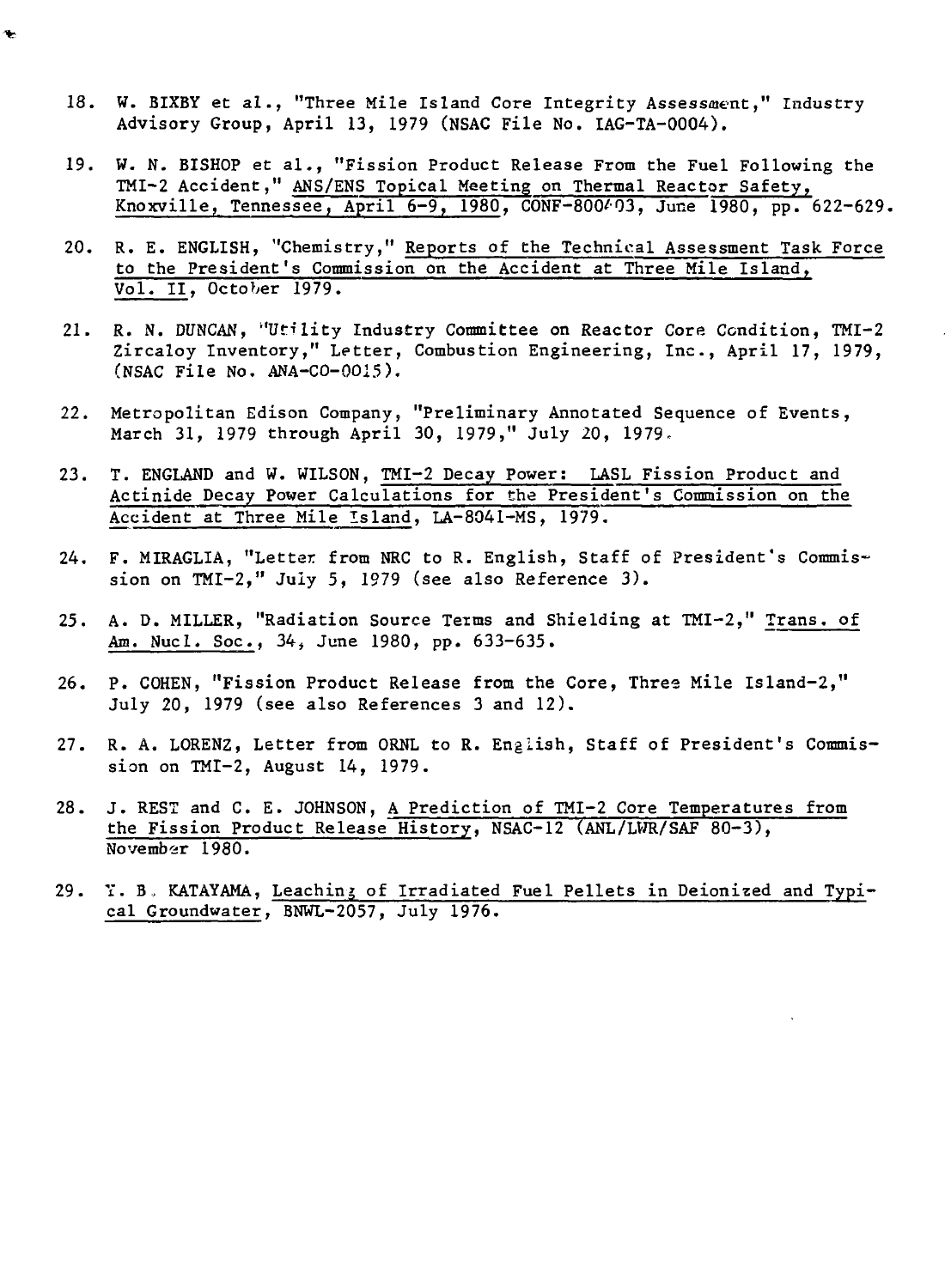18. W. BIXBY et al., "Three Mile Island Core Integrity Assessment," Industry Advisory Group, April 13, 1979 (NSAC File No. IAG-TA-0004).

19. W. N. BISHOP et al., "Fission Product Release From the Fuel Following the TMI-2 Accident," ANS/ENS Topical Meeting on Thermal Reactor Safety, Knoxville, Tennessee, April 6-9, 1980, CONF-800403, June 1980, pp. 622-629.

20. R. E. ENGLISH, "Chemistry," Reports of the Technical Assessment Task Force to the President's Commission on the Accident at Three Mile Island, Vol. II, October 1979.

21. R. N. DUNCAN, "Utility Industry Committee on Reactor Core Condition, TMI-2 Zircaloy Inventory," Letter, Combustion Engineering, Inc., April 17, 1979, (NSAC File No. ANA-CO-0015).

22. Metropolitan Edison Company, "Preliminary Annotated Sequence of Events, March 31, 1979 through April 30, 1979," July 20, 1979.

23. T. ENGLAND and W. WILSON, TMI-2 Decay Power: LASL Fission Product and Actinide Decay Power Calculations for the President's Commission on the Accident at Three Mile Island, LA-8041-MS, 1979.

24. F. MIRAGLIA, "Letter from NRC to R. English, Staff of President's Commission on TMI-2," July 5, 1979 (see also Reference 3).

25. A. D. MILLER, "Radiation Source Terms and Shielding at TMI-2," Trans. of Am. Nucl. Soc., 34, June 1980, pp. 633-635.

26. P. COHEN, "Fission Product Release from the Core, Three Mile Island-2," July 20, 1979 (see also References 3 and 12).

27. R. A. LORENZ, Letter from ORNL to R. English, Staff of President's Commission on TMI-2, August 14, 1979.

28. J. REST and C. E. JOHNSON, A Prediction of TMI-2 Core Temperatures from the Fission Product Release History, NSAC-12 (ANL/LWR/SAF 80-3), November 1980.

29. Y. B. KATAYAMA, Leaching of Irradiated Fuel Pellets in Deionized and Typical Groundwater, BNWL-2057, July 1976.